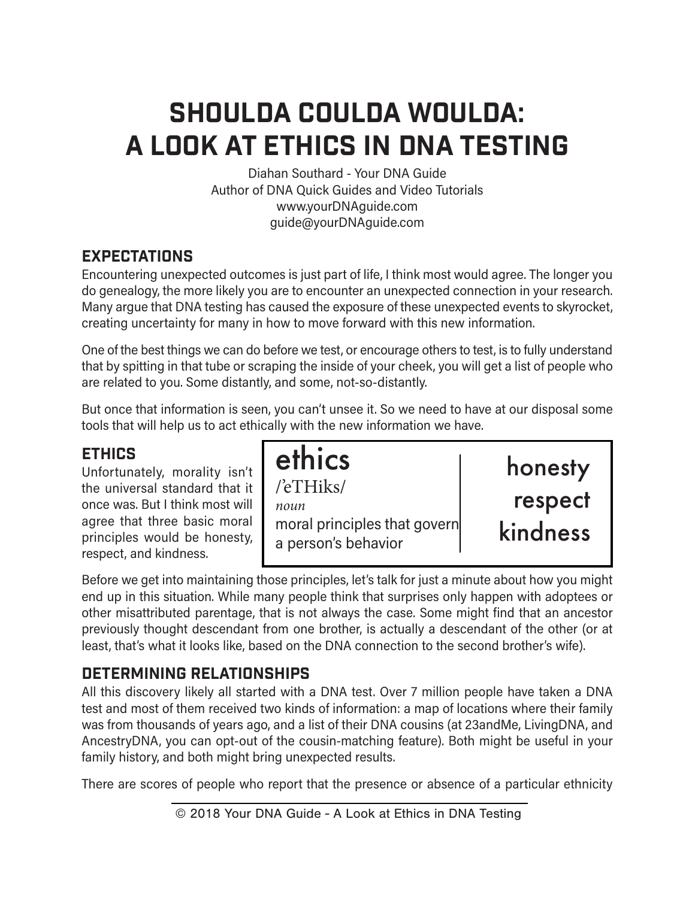# SHOULDA COULDA WOULDA: A LOOK AT ETHICS IN DNA TESTING

Diahan Southard - Your DNA Guide
Author of DNA Quick Guides and Video Tutorials
www.yourDNAguide.com
guide@yourDNAguide.com

## EXPECTATIONS

Encountering unexpected outcomes is just part of life, I think most would agree. The longer you do genealogy, the more likely you are to encounter an unexpected connection in your research. Many argue that DNA testing has caused the exposure of these unexpected events to skyrocket, creating uncertainty for many in how to move forward with this new information.

One of the best things we can do before we test, or encourage others to test, is to fully understand that by spitting in that tube or scraping the inside of your cheek, you will get a list of people who are related to you. Some distantly, and some, not-so-distantly.

But once that information is seen, you can't unsee it. So we need to have at our disposal some tools that will help us to act ethically with the new information we have.

## ETHICS

Unfortunately, morality isn't the universal standard that it once was. But I think most will agree that three basic moral principles would be honesty, respect, and kindness.

> **ethics**
> /'eTHiks/
> *noun*
> moral principles that govern a person's behavior
>
> honesty
> respect
> kindness

Before we get into maintaining those principles, let's talk for just a minute about how you might end up in this situation. While many people think that surprises only happen with adoptees or other misattributed parentage, that is not always the case. Some might find that an ancestor previously thought descendant from one brother, is actually a descendant of the other (or at least, that's what it looks like, based on the DNA connection to the second brother's wife).

## DETERMINING RELATIONSHIPS

All this discovery likely all started with a DNA test. Over 7 million people have taken a DNA test and most of them received two kinds of information: a map of locations where their family was from thousands of years ago, and a list of their DNA cousins (at 23andMe, LivingDNA, and AncestryDNA, you can opt-out of the cousin-matching feature). Both might be useful in your family history, and both might bring unexpected results.

There are scores of people who report that the presence or absence of a particular ethnicity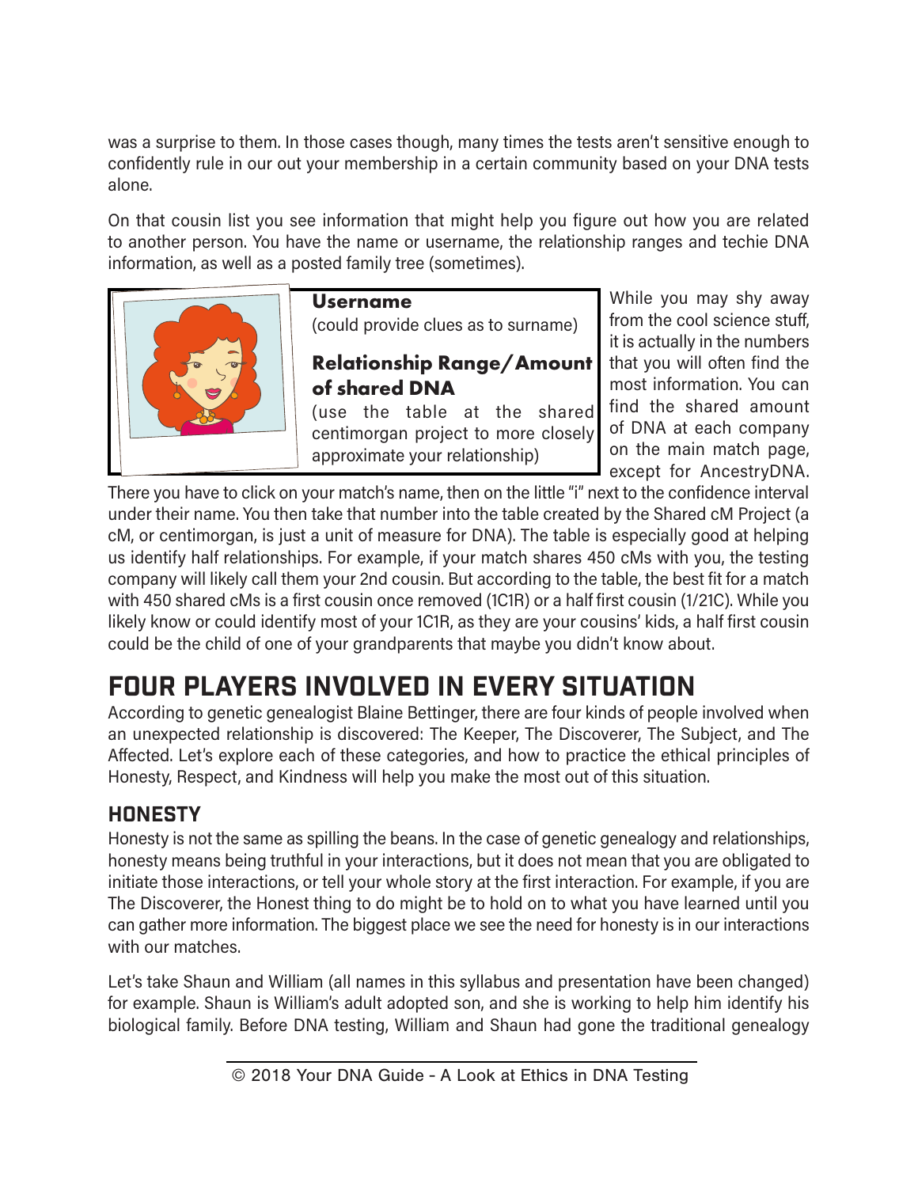was a surprise to them. In those cases though, many times the tests aren't sensitive enough to confidently rule in our out your membership in a certain community based on your DNA tests alone.

On that cousin list you see information that might help you figure out how you are related to another person. You have the name or username, the relationship ranges and techie DNA information, as well as a posted family tree (sometimes).

**Username**
(could provide clues as to surname)

**Relationship Range/Amount of shared DNA**
(use the table at the shared centimorgan project to more closely approximate your relationship)

While you may shy away from the cool science stuff, it is actually in the numbers that you will often find the most information. You can find the shared amount of DNA at each company on the main match page, except for AncestryDNA. There you have to click on your match's name, then on the little "i" next to the confidence interval under their name. You then take that number into the table created by the Shared cM Project (a cM, or centimorgan, is just a unit of measure for DNA). The table is especially good at helping us identify half relationships. For example, if your match shares 450 cMs with you, the testing company will likely call them your 2nd cousin. But according to the table, the best fit for a match with 450 shared cMs is a first cousin once removed (1C1R) or a half first cousin (1/21C). While you likely know or could identify most of your 1C1R, as they are your cousins' kids, a half first cousin could be the child of one of your grandparents that maybe you didn't know about.

# FOUR PLAYERS INVOLVED IN EVERY SITUATION

According to genetic genealogist Blaine Bettinger, there are four kinds of people involved when an unexpected relationship is discovered: The Keeper, The Discoverer, The Subject, and The Affected. Let's explore each of these categories, and how to practice the ethical principles of Honesty, Respect, and Kindness will help you make the most out of this situation.

## HONESTY

Honesty is not the same as spilling the beans. In the case of genetic genealogy and relationships, honesty means being truthful in your interactions, but it does not mean that you are obligated to initiate those interactions, or tell your whole story at the first interaction. For example, if you are The Discoverer, the Honest thing to do might be to hold on to what you have learned until you can gather more information. The biggest place we see the need for honesty is in our interactions with our matches.

Let's take Shaun and William (all names in this syllabus and presentation have been changed) for example. Shaun is William's adult adopted son, and she is working to help him identify his biological family. Before DNA testing, William and Shaun had gone the traditional genealogy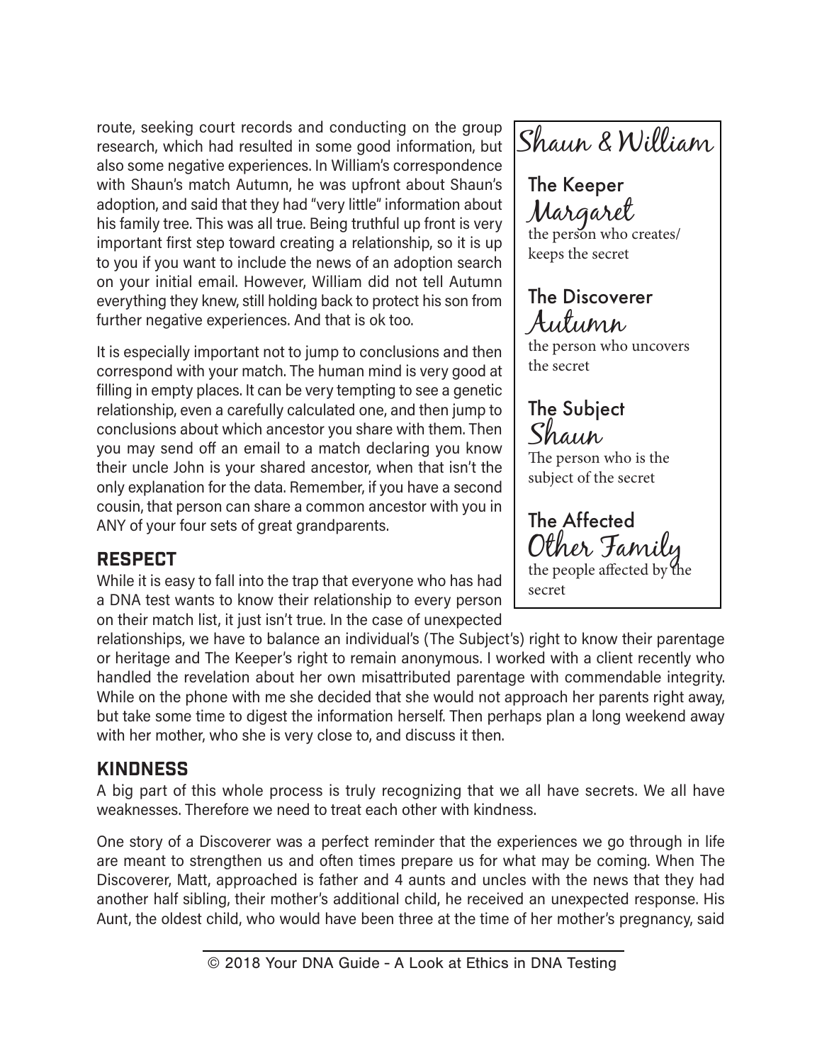route, seeking court records and conducting on the group research, which had resulted in some good information, but also some negative experiences. In William's correspondence with Shaun's match Autumn, he was upfront about Shaun's adoption, and said that they had "very little" information about his family tree. This was all true. Being truthful up front is very important first step toward creating a relationship, so it is up to you if you want to include the news of an adoption search on your initial email. However, William did not tell Autumn everything they knew, still holding back to protect his son from further negative experiences. And that is ok too.

It is especially important not to jump to conclusions and then correspond with your match. The human mind is very good at filling in empty places. It can be very tempting to see a genetic relationship, even a carefully calculated one, and then jump to conclusions about which ancestor you share with them. Then you may send off an email to a match declaring you know their uncle John is your shared ancestor, when that isn't the only explanation for the data. Remember, if you have a second cousin, that person can share a common ancestor with you in ANY of your four sets of great grandparents.

> **Shaun & William**
>
> **The Keeper**
> Margaret
> the person who creates/ keeps the secret
>
> **The Discoverer**
> Autumn
> the person who uncovers the secret
>
> **The Subject**
> Shaun
> The person who is the subject of the secret
>
> **The Affected**
> Other Family
> the people affected by the secret

## RESPECT

While it is easy to fall into the trap that everyone who has had a DNA test wants to know their relationship to every person on their match list, it just isn't true. In the case of unexpected relationships, we have to balance an individual's (The Subject's) right to know their parentage or heritage and The Keeper's right to remain anonymous. I worked with a client recently who handled the revelation about her own misattributed parentage with commendable integrity. While on the phone with me she decided that she would not approach her parents right away, but take some time to digest the information herself. Then perhaps plan a long weekend away with her mother, who she is very close to, and discuss it then.

## KINDNESS

A big part of this whole process is truly recognizing that we all have secrets. We all have weaknesses. Therefore we need to treat each other with kindness.

One story of a Discoverer was a perfect reminder that the experiences we go through in life are meant to strengthen us and often times prepare us for what may be coming. When The Discoverer, Matt, approached is father and 4 aunts and uncles with the news that they had another half sibling, their mother's additional child, he received an unexpected response. His Aunt, the oldest child, who would have been three at the time of her mother's pregnancy, said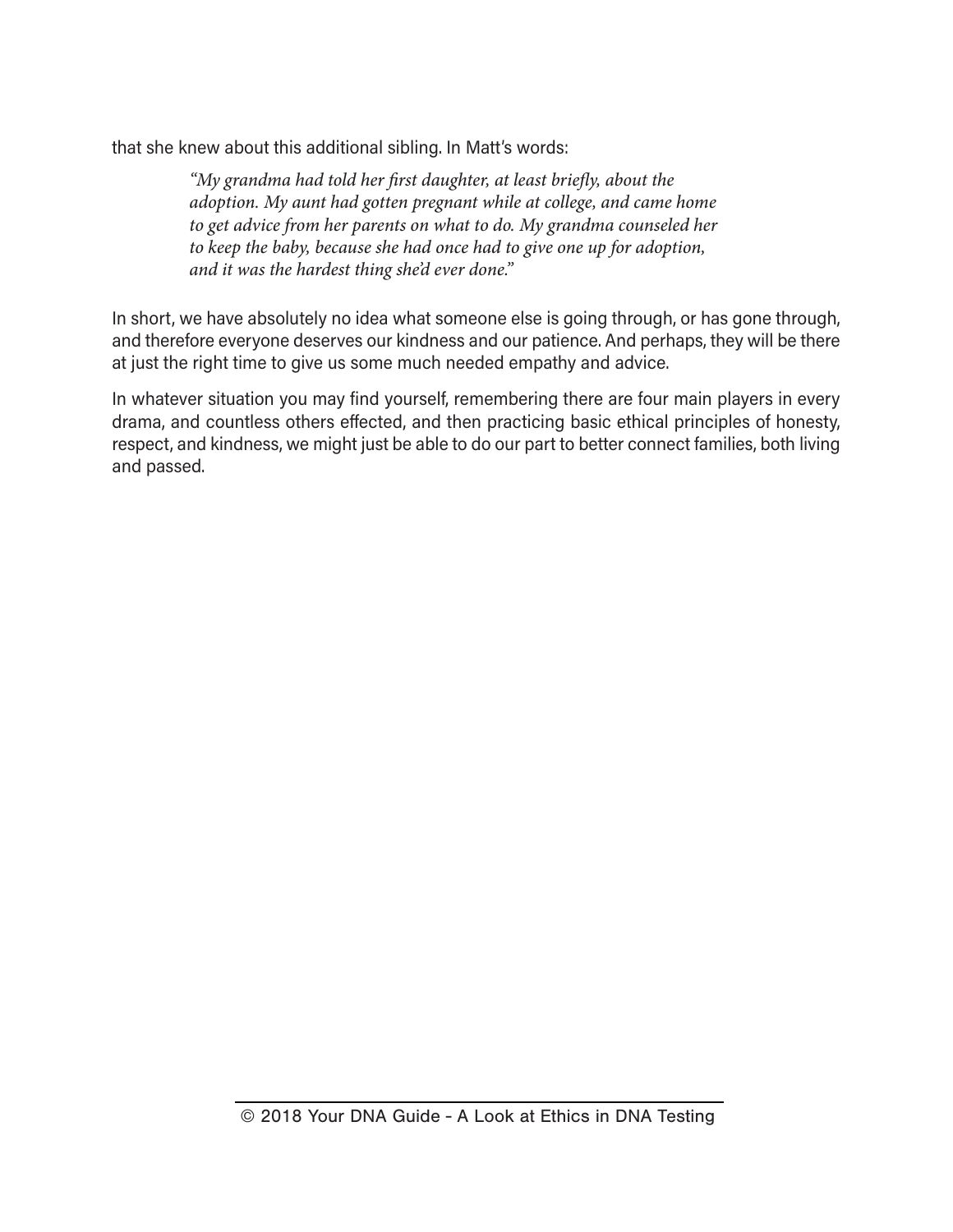that she knew about this additional sibling. In Matt's words:

> *"My grandma had told her first daughter, at least briefly, about the adoption. My aunt had gotten pregnant while at college, and came home to get advice from her parents on what to do. My grandma counseled her to keep the baby, because she had once had to give one up for adoption, and it was the hardest thing she'd ever done."*

In short, we have absolutely no idea what someone else is going through, or has gone through, and therefore everyone deserves our kindness and our patience. And perhaps, they will be there at just the right time to give us some much needed empathy and advice.

In whatever situation you may find yourself, remembering there are four main players in every drama, and countless others effected, and then practicing basic ethical principles of honesty, respect, and kindness, we might just be able to do our part to better connect families, both living and passed.